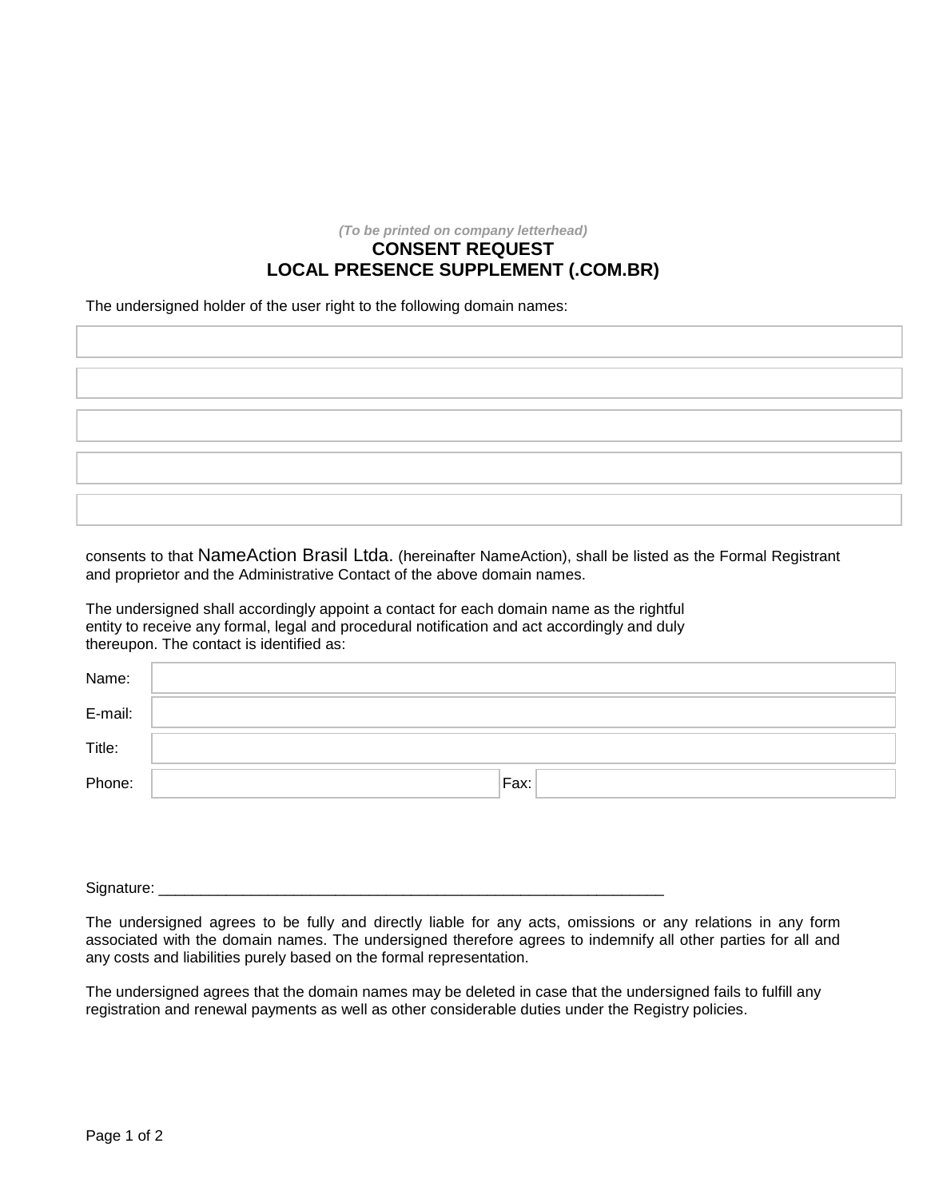*(To be printed on company letterhead)*

# CONSENT REQUEST
# LOCAL PRESENCE SUPPLEMENT (.COM.BR)

The undersigned holder of the user right to the following domain names:

| |
|---|
| |
| |
| |
| |
| |

consents to that NameAction Brasil Ltda. (hereinafter NameAction), shall be listed as the Formal Registrant and proprietor and the Administrative Contact of the above domain names.

The undersigned shall accordingly appoint a contact for each domain name as the rightful entity to receive any formal, legal and procedural notification and act accordingly and duly thereupon. The contact is identified as:

| | | | |
|---|---|---|---|
| Name: | | | |
| E-mail: | | | |
| Title: | | | |
| Phone: | | Fax: | |

Signature: ____________________________________________________________

The undersigned agrees to be fully and directly liable for any acts, omissions or any relations in any form associated with the domain names. The undersigned therefore agrees to indemnify all other parties for all and any costs and liabilities purely based on the formal representation.

The undersigned agrees that the domain names may be deleted in case that the undersigned fails to fulfill any registration and renewal payments as well as other considerable duties under the Registry policies.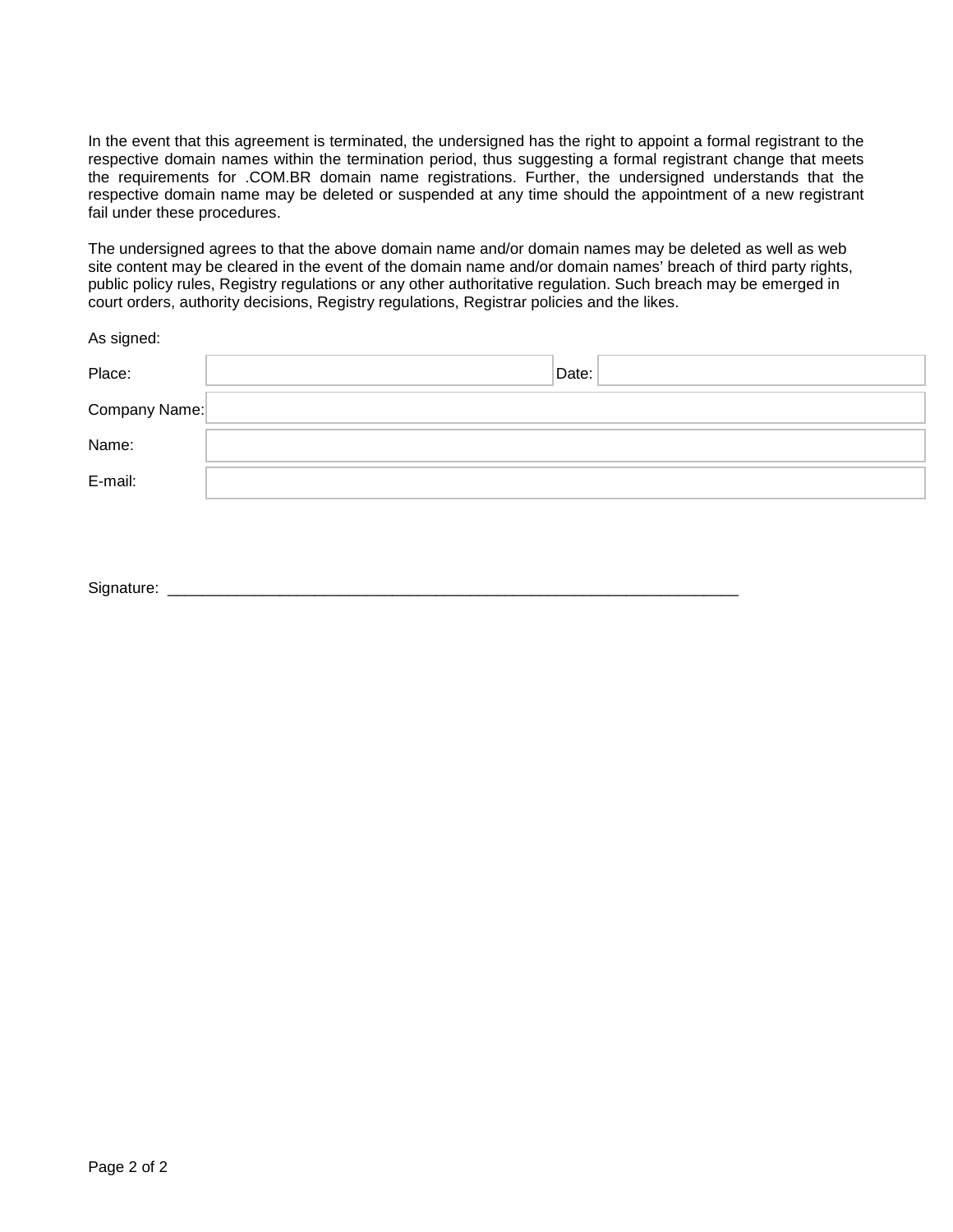In the event that this agreement is terminated, the undersigned has the right to appoint a formal registrant to the respective domain names within the termination period, thus suggesting a formal registrant change that meets the requirements for .COM.BR domain name registrations. Further, the undersigned understands that the respective domain name may be deleted or suspended at any time should the appointment of a new registrant fail under these procedures.

The undersigned agrees to that the above domain name and/or domain names may be deleted as well as web site content may be cleared in the event of the domain name and/or domain names' breach of third party rights, public policy rules, Registry regulations or any other authoritative regulation. Such breach may be emerged in court orders, authority decisions, Registry regulations, Registrar policies and the likes.

As signed:

| | | | |
|---|---|---|---|
| Place: | | Date: | |
| Company Name: | | | |
| Name: | | | |
| E-mail: | | | |

Signature: ____________________________________________________________________